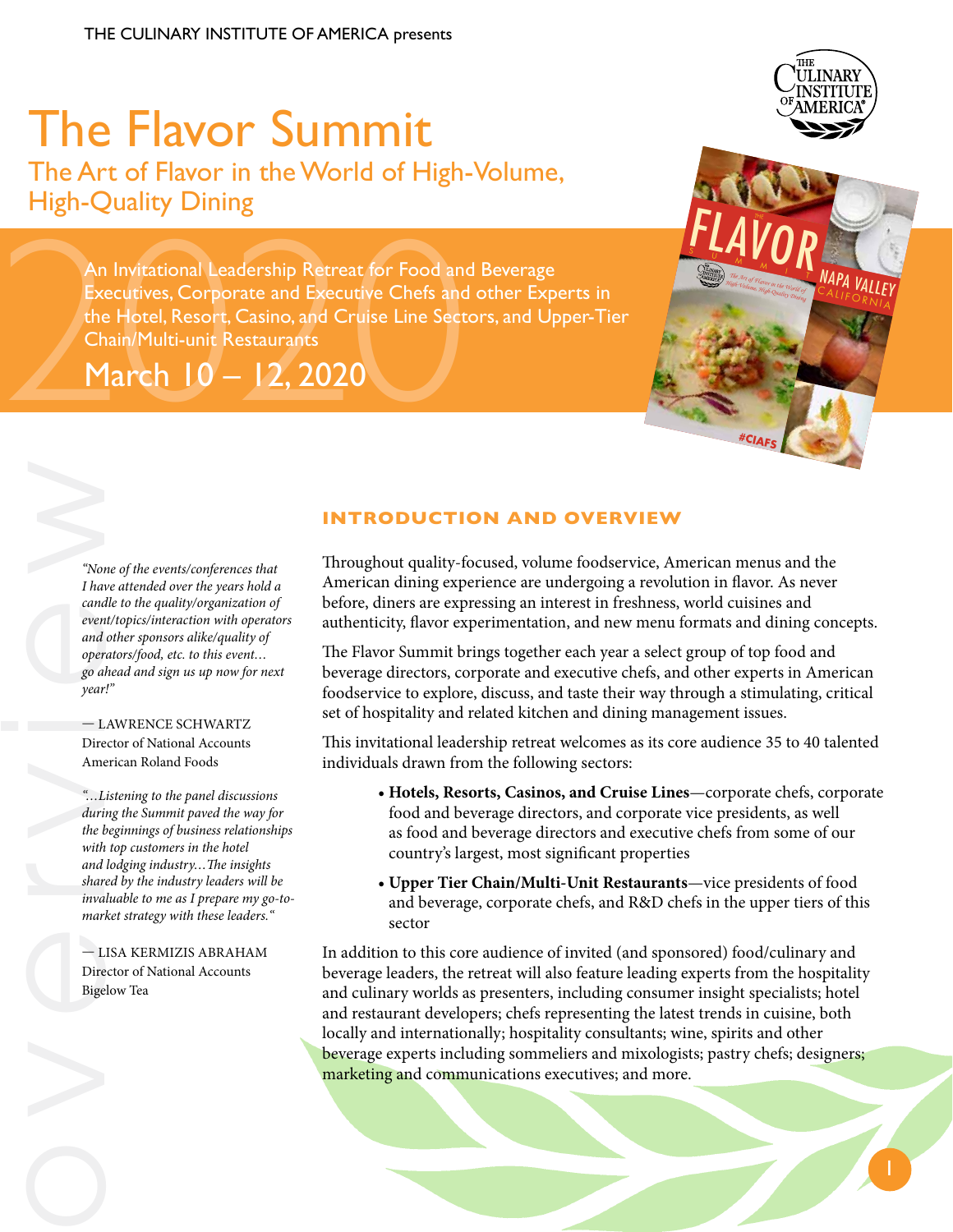THE CULINARY INSTITUTE OF AMERICA presents

# The Flavor Summit

## The Art of Flavor in the World of High-Volume, High-Quality Dining

An Invitational Leadership Retreat for Food and Beverage Executives, Corporate and Executive Chefs and other Experts in the Hotel, Resort, Casino, and Cruise Line Sectors, and Upper-Tier Chain/Multi-unit Restaurants

March 10 – 12, 2020

### INTRODUCTION AND OVERVIEW

Throughout quality-focused, volume foodservice, American menus and the American dining experience are undergoing a revolution in flavor. As never before, diners are expressing an interest in freshness, world cuisines and authenticity, flavor experimentation, and new menu formats and dining concepts.

The Flavor Summit brings together each year a select group of top food and beverage directors, corporate and executive chefs, and other experts in American foodservice to explore, discuss, and taste their way through a stimulating, critical set of hospitality and related kitchen and dining management issues.

This invitational leadership retreat welcomes as its core audience 35 to 40 talented individuals drawn from the following sectors:

- **Hotels, Resorts, Casinos, and Cruise Lines**—corporate chefs, corporate food and beverage directors, and corporate vice presidents, as well as food and beverage directors and executive chefs from some of our country's largest, most significant properties
- **Upper Tier Chain/Multi-Unit Restaurants**—vice presidents of food and beverage, corporate chefs, and R&D chefs in the upper tiers of this sector

In addition to this core audience of invited (and sponsored) food/culinary and beverage leaders, the retreat will also feature leading experts from the hospitality and culinary worlds as presenters, including consumer insight specialists; hotel and restaurant developers; chefs representing the latest trends in cuisine, both locally and internationally; hospitality consultants; wine, spirits and other beverage experts including sommeliers and mixologists; pastry chefs; designers; marketing and communications executives; and more.

*"None of the events/conferences that I have attended over the years hold a candle to the quality/organization of event/topics/interaction with operators and other sponsors alike/quality of operators/food, etc. to this event… go ahead and sign us up now for next year!"*

— LAWRENCE SCHWARTZ
Director of National Accounts
American Roland Foods

*"…Listening to the panel discussions during the Summit paved the way for the beginnings of business relationships with top customers in the hotel and lodging industry…The insights shared by the industry leaders will be invaluable to me as I prepare my go-to-market strategy with these leaders."*

— LISA KERMIZIS ABRAHAM
Director of National Accounts
Bigelow Tea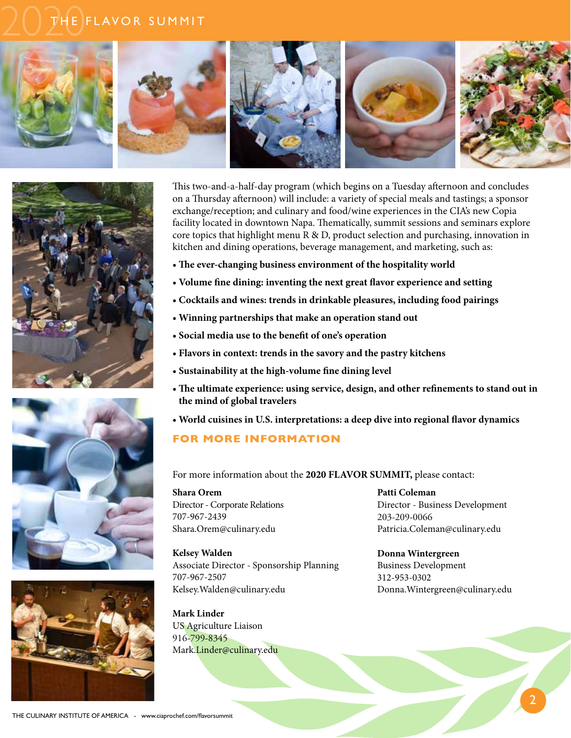This two-and-a-half-day program (which begins on a Tuesday afternoon and concludes on a Thursday afternoon) will include: a variety of special meals and tastings; a sponsor exchange/reception; and culinary and food/wine experiences in the CIA's new Copia facility located in downtown Napa. Thematically, summit sessions and seminars explore core topics that highlight menu R & D, product selection and purchasing, innovation in kitchen and dining operations, beverage management, and marketing, such as:

- **The ever-changing business environment of the hospitality world**
- **Volume fine dining: inventing the next great flavor experience and setting**
- **Cocktails and wines: trends in drinkable pleasures, including food pairings**
- **Winning partnerships that make an operation stand out**
- **Social media use to the benefit of one's operation**
- **Flavors in context: trends in the savory and the pastry kitchens**
- **Sustainability at the high-volume fine dining level**
- **The ultimate experience: using service, design, and other refinements to stand out in the mind of global travelers**
- **World cuisines in U.S. interpretations: a deep dive into regional flavor dynamics**

## FOR MORE INFORMATION

For more information about the **2020 FLAVOR SUMMIT,** please contact:

**Shara Orem**
Director - Corporate Relations
707-967-2439
Shara.Orem@culinary.edu

**Kelsey Walden**
Associate Director - Sponsorship Planning
707-967-2507
Kelsey.Walden@culinary.edu

**Mark Linder**
US Agriculture Liaison
916-799-8345
Mark.Linder@culinary.edu

**Patti Coleman**
Director - Business Development
203-209-0066
Patricia.Coleman@culinary.edu

**Donna Wintergreen**
Business Development
312-953-0302
Donna.Wintergreen@culinary.edu